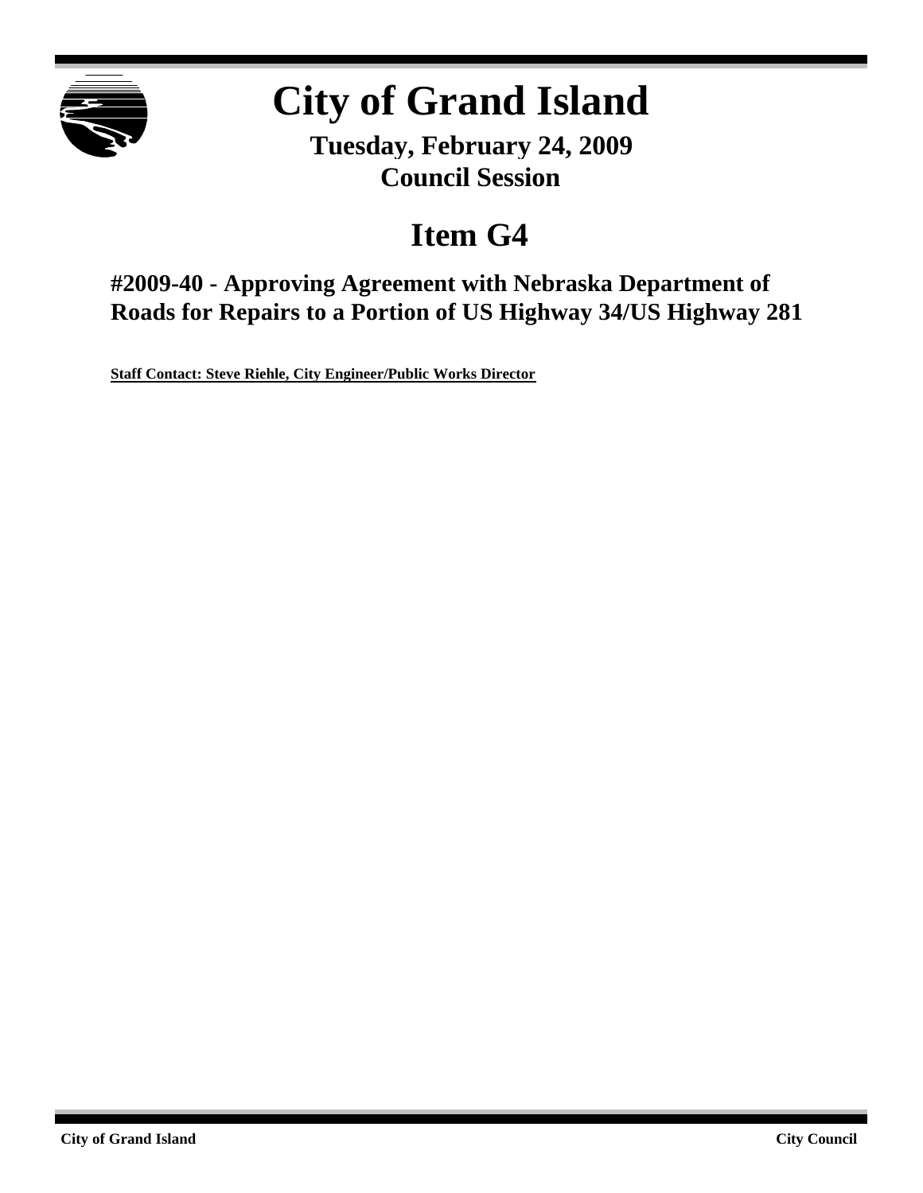# City of Grand Island

**Tuesday, February 24, 2009**
**Council Session**

## Item G4

### #2009-40 - Approving Agreement with Nebraska Department of Roads for Repairs to a Portion of US Highway 34/US Highway 281

**Staff Contact: Steve Riehle, City Engineer/Public Works Director**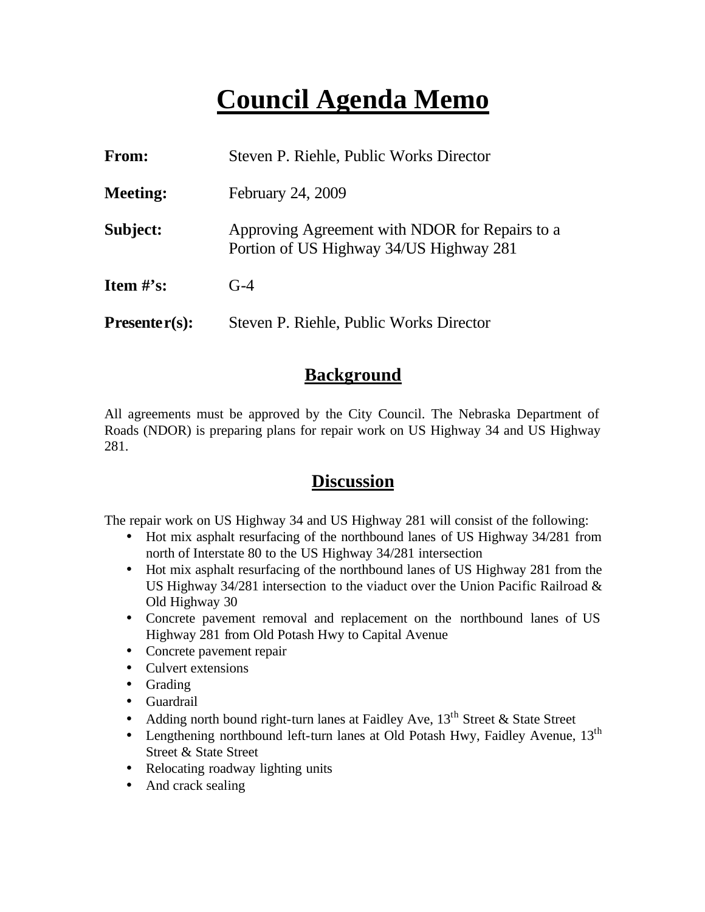# Council Agenda Memo

**From:** Steven P. Riehle, Public Works Director

**Meeting:** February 24, 2009

**Subject:** Approving Agreement with NDOR for Repairs to a Portion of US Highway 34/US Highway 281

**Item #'s:** G-4

**Presenter(s):** Steven P. Riehle, Public Works Director

## Background

All agreements must be approved by the City Council. The Nebraska Department of Roads (NDOR) is preparing plans for repair work on US Highway 34 and US Highway 281.

## Discussion

The repair work on US Highway 34 and US Highway 281 will consist of the following:

- Hot mix asphalt resurfacing of the northbound lanes of US Highway 34/281 from north of Interstate 80 to the US Highway 34/281 intersection
- Hot mix asphalt resurfacing of the northbound lanes of US Highway 281 from the US Highway 34/281 intersection to the viaduct over the Union Pacific Railroad & Old Highway 30
- Concrete pavement removal and replacement on the northbound lanes of US Highway 281 from Old Potash Hwy to Capital Avenue
- Concrete pavement repair
- Culvert extensions
- Grading
- Guardrail
- Adding north bound right-turn lanes at Faidley Ave, 13th Street & State Street
- Lengthening northbound left-turn lanes at Old Potash Hwy, Faidley Avenue, 13th Street & State Street
- Relocating roadway lighting units
- And crack sealing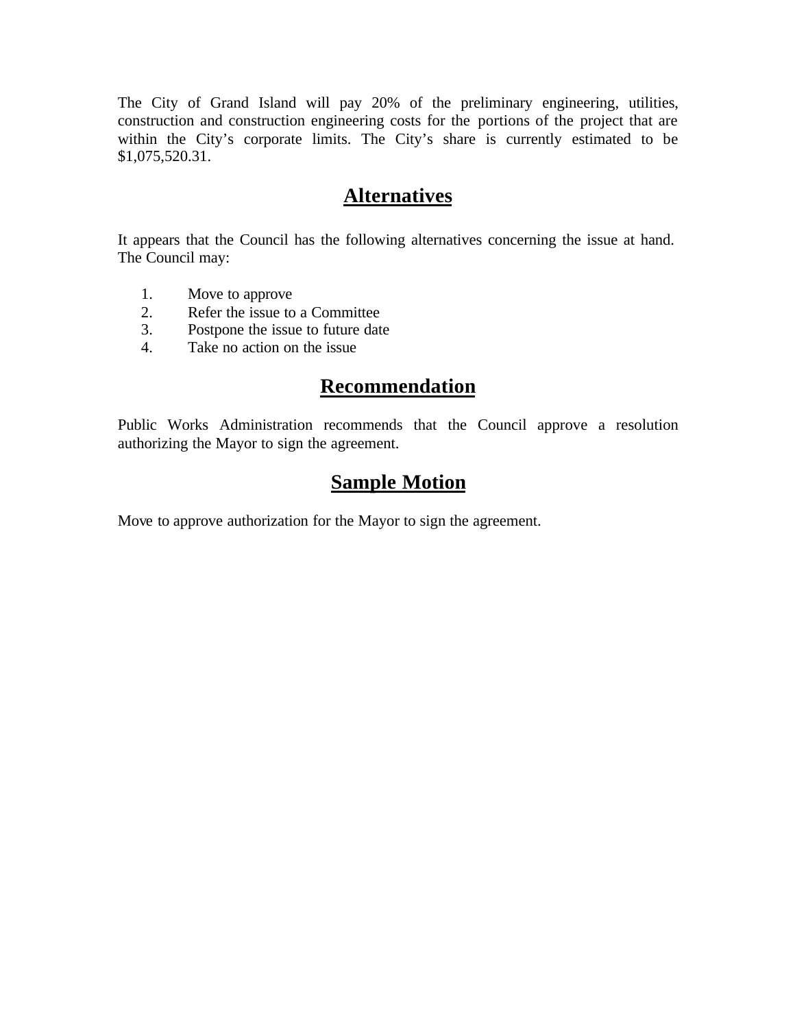The City of Grand Island will pay 20% of the preliminary engineering, utilities, construction and construction engineering costs for the portions of the project that are within the City's corporate limits. The City's share is currently estimated to be $1,075,520.31.

## Alternatives

It appears that the Council has the following alternatives concerning the issue at hand. The Council may:

1. Move to approve
2. Refer the issue to a Committee
3. Postpone the issue to future date
4. Take no action on the issue

## Recommendation

Public Works Administration recommends that the Council approve a resolution authorizing the Mayor to sign the agreement.

## Sample Motion

Move to approve authorization for the Mayor to sign the agreement.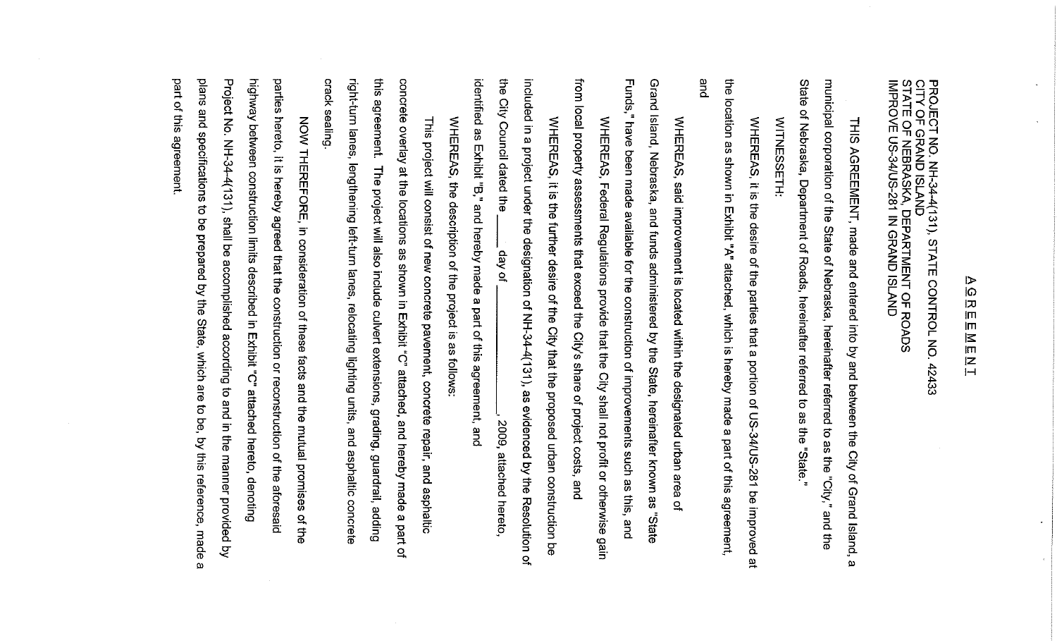# A G R E E M E N T

PROJECT NO. NH-34-4(131), STATE CONTROL NO. 42433
CITY OF GRAND ISLAND
STATE OF NEBRASKA, DEPARTMENT OF ROADS
IMPROVE US-34/US-281 IN GRAND ISLAND

THIS AGREEMENT, made and entered into by and between the City of Grand Island, a municipal corporation of the State of Nebraska, hereinafter referred to as the "City," and the State of Nebraska, Department of Roads, hereinafter referred to as the "State."

WITNESSETH:

WHEREAS, it is the desire of the parties that a portion of US-34/US-281 be improved at the location as shown in Exhibit "A" attached, which is hereby made a part of this agreement, and

WHEREAS, said improvement is located within the designated urban area of Grand Island, Nebraska, and funds administered by the State, hereinafter known as "State Funds," have been made available for the construction of improvements such as this, and

WHEREAS, Federal Regulations provide that the City shall not profit or otherwise gain from local property assessments that exceed the City's share of project costs, and

WHEREAS, it is the further desire of the City that the proposed urban construction be included in a project under the designation of NH-34-4(131), as evidenced by the Resolution of the City Council dated the _____ day of _______________, 2009, attached hereto, identified as Exhibit "B," and hereby made a part of this agreement, and

WHEREAS, the description of the project is as follows:

This project will consist of new concrete pavement, concrete repair, and asphaltic concrete overlay at the locations as shown in Exhibit "C" attached, and hereby made a part of this agreement. The project will also include culvert extensions, grading, guardrail, adding right-turn lanes, lengthening left-turn lanes, relocating lighting units, and asphaltic concrete crack sealing.

NOW THEREFORE, in consideration of these facts and the mutual promises of the parties hereto, it is hereby agreed that the construction or reconstruction of the aforesaid highway between construction limits described in Exhibit "C" attached hereto, denoting Project No. NH-34-4(131), shall be accomplished according to and in the manner provided by plans and specifications to be prepared by the State, which are to be, by this reference, made a part of this agreement.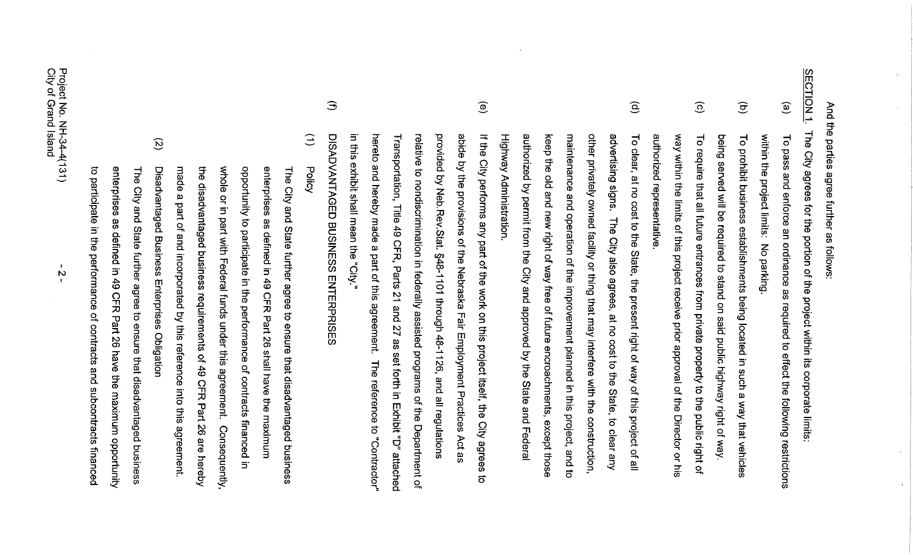And the parties agree further as follows:

SECTION 1. The City agrees for the portion of the project within its corporate limits:

(a) To pass and enforce an ordinance as required to effect the following restrictions within the project limits: No parking.

(b) To prohibit business establishments being located in such a way that vehicles being served will be required to stand on said public highway right of way.

(c) To require that all future entrances from private property to the public right of way within the limits of this project receive prior approval of the Director or his authorized representative.

(d) To clear, at no cost to the State, the present right of way of this project of all advertising signs. The City also agrees, at no cost to the State, to clear any other privately owned facility or thing that may interfere with the construction, maintenance and operation of the improvement planned in this project, and to keep the old and new right of way free of future encroachments, except those authorized by permit from the City and approved by the State and Federal Highway Administration.

(e) If the City performs any part of the work on this project itself, the City agrees to abide by the provisions of the Nebraska Fair Employment Practices Act as provided by Neb.Rev.Stat. §48-1101 through 48-1126, and all regulations relative to nondiscrimination in federally assisted programs of the Department of Transportation, Title 49 CFR, Parts 21 and 27 as set forth in Exhibit "D" attached hereto and hereby made a part of this agreement. The reference to "Contractor" in this exhibit shall mean the "City."

(f) DISADVANTAGED BUSINESS ENTERPRISES

(1) Policy

The City and State further agree to ensure that disadvantaged business enterprises as defined in 49 CFR Part 26 shall have the maximum opportunity to participate in the performance of contracts financed in whole or in part with Federal funds under this agreement. Consequently, the disadvantaged business requirements of 49 CFR Part 26 are hereby made a part of and incorporated by this reference into this agreement.

(2) Disadvantaged Business Enterprises Obligation

The City and State further agree to ensure that disadvantaged business enterprises as defined in 49 CFR Part 26 have the maximum opportunity to participate in the performance of contracts and subcontracts financed

Project No. NH-34-4(131)
City of Grand Island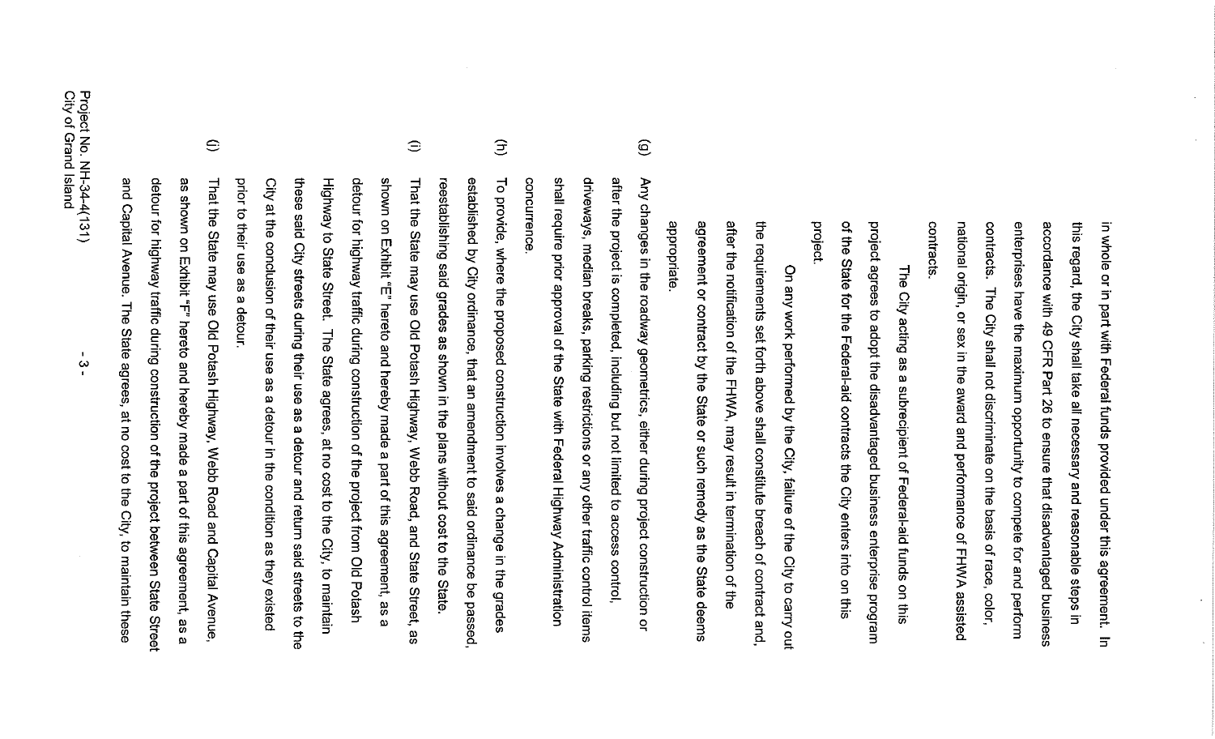in whole or in part with Federal funds provided under this agreement. In this regard, the City shall take all necessary and reasonable steps in accordance with 49 CFR Part 26 to ensure that disadvantaged business enterprises have the maximum opportunity to compete for and perform contracts. The City shall not discriminate on the basis of race, color, national origin, or sex in the award and performance of FHWA assisted contracts.

The City acting as a subrecipient of Federal-aid funds on this project agrees to adopt the disadvantaged business enterprise program of the State for the Federal-aid contracts the City enters into on this project.

On any work performed by the City, failure of the City to carry out the requirements set forth above shall constitute breach of contract and, after the notification of the FHWA, may result in termination of the agreement or contract by the State or such remedy as the State deems appropriate.

(g) Any changes in the roadway geometrics, either during project construction or after the project is completed, including but not limited to access control, driveways, median breaks, parking restrictions or any other traffic control items shall require prior approval of the State with Federal Highway Administration concurrence.

(h) To provide, where the proposed construction involves a change in the grades established by City ordinance, that an amendment to said ordinance be passed, reestablishing said grades as shown in the plans without cost to the State.

(i) That the State may use Old Potash Highway, Webb Road, and State Street, as shown on Exhibit "E" hereto and hereby made a part of this agreement, as a detour for highway traffic during construction of the project from Old Potash Highway to State Street. The State agrees, at no cost to the City, to maintain these said City streets during their use as a detour and return said streets to the City at the conclusion of their use as a detour in the condition as they existed prior to their use as a detour.

(j) That the State may use Old Potash Highway, Webb Road and Capital Avenue, as shown on Exhibit "F" hereto and hereby made a part of this agreement, as a detour for highway traffic during construction of the project between State Street and Capital Avenue. The State agrees, at no cost to the City, to maintain these

Project No. NH-34-4(131)
City of Grand Island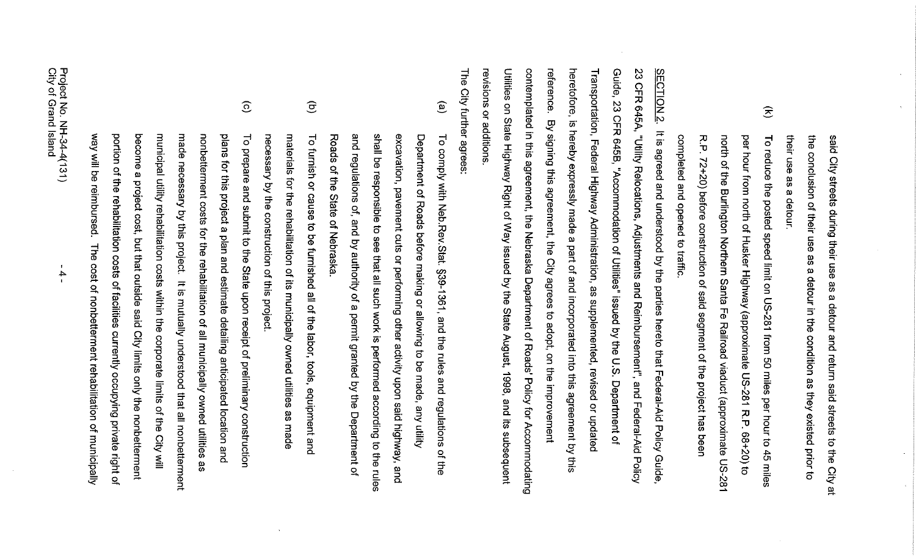said City streets during their use as a detour and return said streets to the City at the conclusion of their use as a detour in the condition as they existed prior to their use as a detour.

(k) To reduce the posted speed limit on US-281 from 50 miles per hour to 45 miles per hour from north of Husker Highway (approximate US-281 R.P. 68+20) to north of the Burlington Northern Santa Fe Railroad viaduct (approximate US-281 R.P. 72+20) before construction of said segment of the project has been completed and opened to traffic.

SECTION 2. It is agreed and understood by the parties hereto that Federal-Aid Policy Guide, 23 CFR 645A, "Utility Relocations, Adjustments and Reimbursement", and Federal-Aid Policy Guide, 23 CFR 645B, "Accommodation of Utilities" issued by the U.S. Department of Transportation, Federal Highway Administration, as supplemented, revised or updated heretofore, is hereby expressly made a part of and incorporated into this agreement by this reference. By signing this agreement, the City agrees to adopt, on the improvement contemplated in this agreement, the Nebraska Department of Roads' Policy for Accommodating Utilities on State Highway Right of Way issued by the State August, 1998, and its subsequent revisions or additions.

The City further agrees:

(a) To comply with Neb.Rev.Stat. §39-1361, and the rules and regulations of the Department of Roads before making or allowing to be made, any utility excavation, pavement cuts or performing other activity upon said highway, and shall be responsible to see that all such work is performed according to the rules and regulations of, and by authority of a permit granted by the Department of Roads of the State of Nebraska.

(b) To furnish or cause to be furnished all of the labor, tools, equipment and materials for the rehabilitation of its municipally owned utilities as made necessary by the construction of this project.

(c) To prepare and submit to the State upon receipt of preliminary construction plans for this project a plan and estimate detailing anticipated location and nonbetterment costs for the rehabilitation of all municipally owned utilities as made necessary by this project. It is mutually understood that all nonbetterment municipal utility rehabilitation costs within the corporate limits of the City will become a project cost, but that outside said City limits only the nonbetterment portion of the rehabilitation costs of facilities currently occupying private right of way will be reimbursed. The cost of nonbetterment rehabilitation of municipally

Project No. NH-34-4(131)
City of Grand Island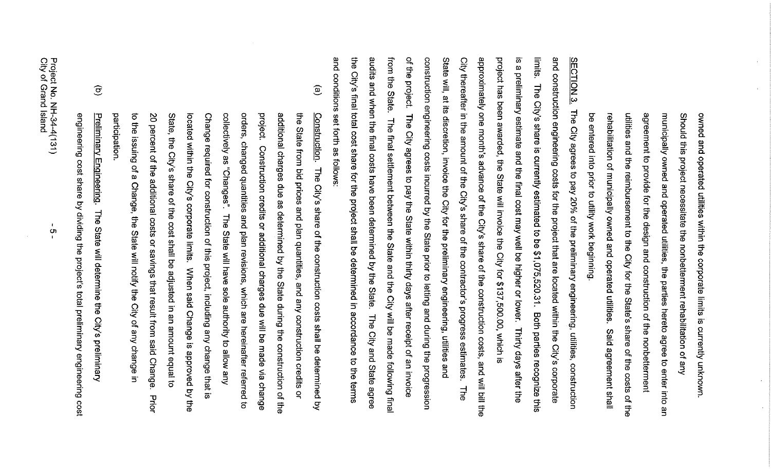owned and operated utilities within the corporate limits is currently unknown. Should this project necessitate the nonbetterment rehabilitation of any municipally owned and operated utilities, the parties hereto agree to enter into an agreement to provide for the design and construction of the nonbetterment utilities and the reimbursement to the City for the State's share of the costs of the rehabilitation of municipally owned and operated utilities. Said agreement shall be entered into prior to utility work beginning.

SECTION 3. The City agrees to pay 20% of the preliminary engineering, utilities, construction and construction engineering costs for the project that are located within the City's corporate limits. The City's share is currently estimated to be $1,075,520.31. Both parties recognize this is a preliminary estimate and the final cost may well be higher or lower. Thirty days after the project has been awarded, the State will invoice the City for $137,500.00, which is approximately one month's advance of the City's share of the construction costs, and will bill the City thereafter in the amount of the City's share of the contractor's progress estimates. The State will, at its discretion, invoice the City for the preliminary engineering, utilities and construction engineering costs incurred by the State prior to letting and during the progression of the project. The City agrees to pay the State within thirty days after receipt of an invoice from the State. The final settlement between the State and the City will be made following final audits and when the final costs have been determined by the State. The City and State agree the City's final total cost share for the project shall be determined in accordance to the terms and conditions set forth as follows:

(a) Construction. The City's share of the construction costs shall be determined by the State from bid prices and plan quantities, and any construction credits or additional charges due as determined by the State during the construction of the project. Construction credits or additional charges due will be made via change orders, changed quantities and plan revisions, which are hereinafter referred to collectively as "Changes". The State will have sole authority to allow any Change required for construction of this project, including any change that is located within the City's corporate limits. When said Change is approved by the State, the City's share of the cost shall be adjusted in an amount equal to 20 percent of the additional costs or savings that result from said Change. Prior to the issuing of a Change, the State will notify the City of any change in participation.

(b) Preliminary Engineering. The State will determine the City's preliminary engineering cost share by dividing the project's total preliminary engineering cost

Project No. NH-34-4(131)
City of Grand Island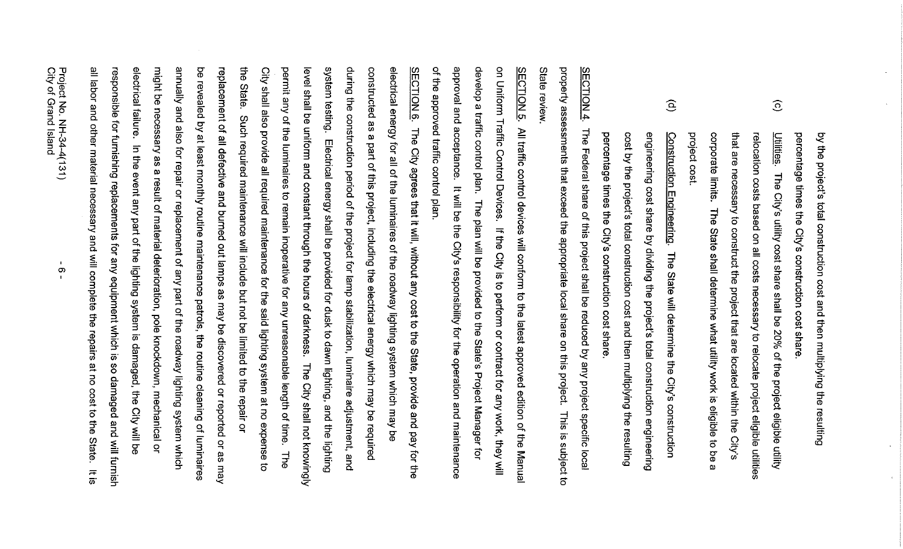by the project's total construction cost and then multiplying the resulting percentage times the City's construction cost share.

(c) Utilities. The City's utility cost share shall be 20% of the project eligible utility relocation costs based on all costs necessary to relocate project eligible utilities that are necessary to construct the project that are located within the City's corporate limits. The State shall determine what utility work is eligible to be a project cost.

(d) Construction Engineering. The State will determine the City's construction engineering cost share by dividing the project's total construction engineering cost by the project's total construction cost and then multiplying the resulting percentage times the City's construction cost share.

SECTION 4. The Federal share of this project shall be reduced by any project specific local property assessments that exceed the appropriate local share on this project. This is subject to State review.

SECTION 5. All traffic control devices will conform to the latest approved edition of the Manual on Uniform Traffic Control Devices. If the City is to perform or contract for any work, they will develop a traffic control plan. The plan will be provided to the State's Project Manager for approval and acceptance. It will be the City's responsibility for the operation and maintenance of the approved traffic control plan.

SECTION 6. The City agrees that it will, without any cost to the State, provide and pay for the electrical energy for all of the luminaires of the roadway lighting system which may be constructed as a part of this project, including the electrical energy which may be required during the construction period of the project for lamp stabilization, luminaire adjustment, and system testing. Electrical energy shall be provided for dusk to dawn lighting, and the lighting level shall be uniform and constant through the hours of darkness. The City shall not knowingly permit any of the luminaires to remain inoperative for any unreasonable length of time. The City shall also provide all required maintenance for the said lighting system at no expense to the State. Such required maintenance will include but not be limited to the repair or replacement of all defective and burned out lamps as may be discovered or reported or as may be revealed by at least monthly routine maintenance patrols, the routine cleaning of luminaires annually and also for repair or replacement of any part of the roadway lighting system which might be necessary as a result of material deterioration, pole knockdown, mechanical or electrical failure. In the event any part of the lighting system is damaged, the City will be responsible for furnishing replacements for any equipment which is so damaged and will furnish all labor and other material necessary and will complete the repairs at no cost to the State. It is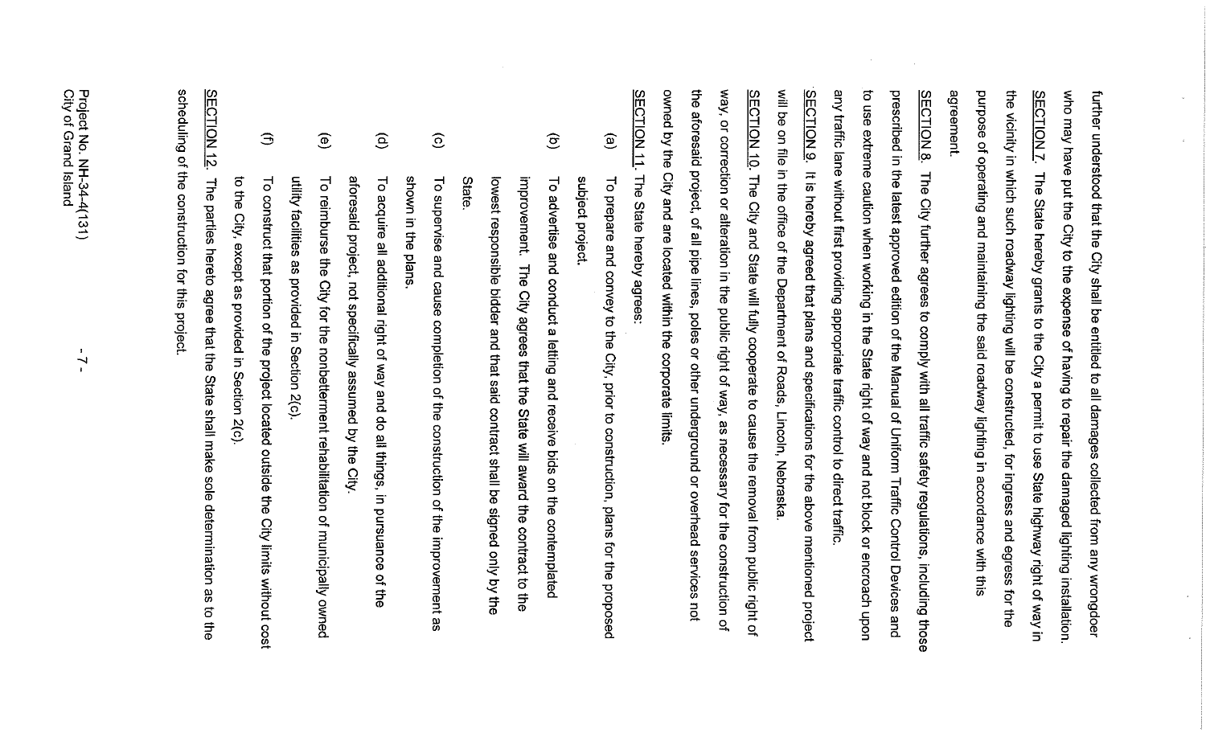further understood that the City shall be entitled to all damages collected from any wrongdoer who may have put the City to the expense of having to repair the damaged lighting installation.

SECTION 7. The State hereby grants to the City a permit to use State highway right of way in the vicinity in which such roadway lighting will be constructed, for ingress and egress for the purpose of operating and maintaining the said roadway lighting in accordance with this agreement.

SECTION 8. The City further agrees to comply with all traffic safety regulations, including those prescribed in the latest approved edition of the Manual of Uniform Traffic Control Devices and to use extreme caution when working in the State right of way and not block or encroach upon any traffic lane without first providing appropriate traffic control to direct traffic.

SECTION 9. It is hereby agreed that plans and specifications for the above mentioned project will be on file in the office of the Department of Roads, Lincoln, Nebraska.

SECTION 10. The City and State will fully cooperate to cause the removal from public right of way, or correction or alteration in the public right of way, as necessary for the construction of the aforesaid project, of all pipe lines, poles or other underground or overhead services not owned by the City and are located within the corporate limits.

SECTION 11. The State hereby agrees:

(a) To prepare and convey to the City, prior to construction, plans for the proposed subject project.

(b) To advertise and conduct a letting and receive bids on the contemplated improvement. The City agrees that the State will award the contract to the lowest responsible bidder and that said contract shall be signed only by the State.

(c) To supervise and cause completion of the construction of the improvement as shown in the plans.

(d) To acquire all additional right of way and do all things, in pursuance of the aforesaid project, not specifically assumed by the City.

(e) To reimburse the City for the nonbetterment rehabilitation of municipally owned utility facilities as provided in Section 2(c).

(f) To construct that portion of the project located outside the City limits without cost to the City, except as provided in Section 2(c).

SECTION 12. The parties hereto agree that the State shall make sole determination as to the scheduling of the construction for this project.

Project No. NH-34-4(131)
City of Grand Island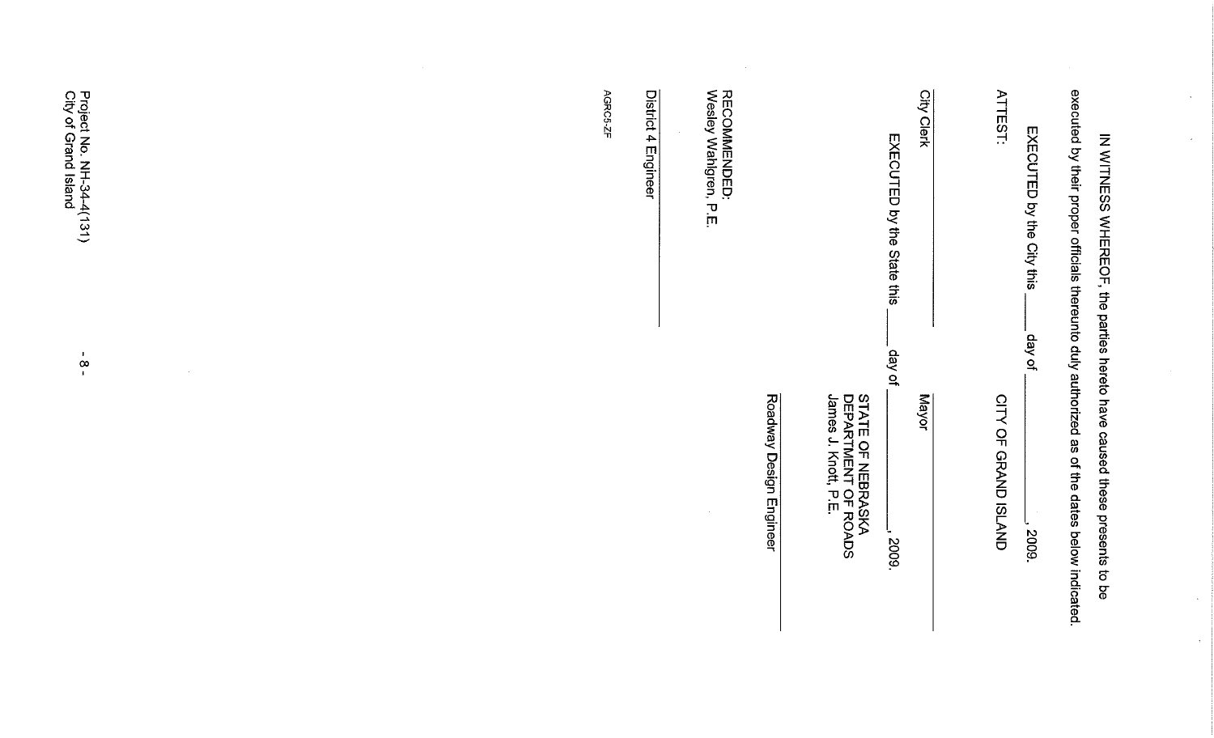IN WITNESS WHEREOF, the parties hereto have caused these presents to be executed by their proper officials thereunto duly authorized as of the dates below indicated.

EXECUTED by the City this ____ day of ______________, 2009.

ATTEST: CITY OF GRAND ISLAND

______________________ ______________________

City Clerk Mayor

EXECUTED by the State this ____ day of ______________, 2009.

STATE OF NEBRASKA
DEPARTMENT OF ROADS
James J. Knott, P.E.

______________________

Roadway Design Engineer

RECOMMENDED:
Wesley Wahlgren, P.E.

______________________

District 4 Engineer

AGRC5-ZF

Project No. NH-34-4(131)
City of Grand Island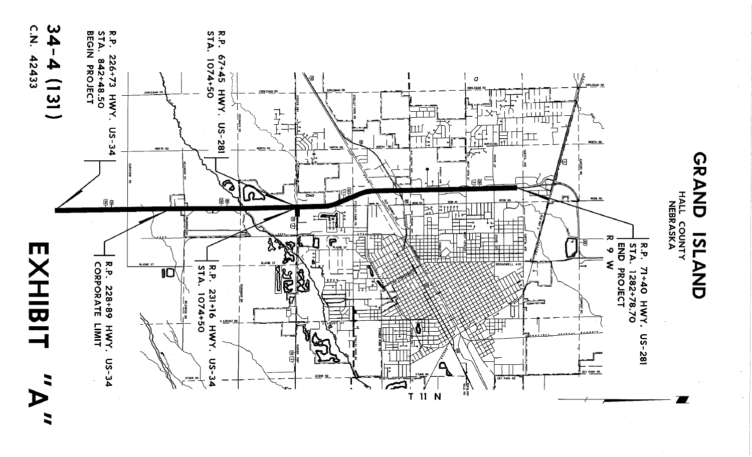# GRAND ISLAND

HALL COUNTY
NEBRASKA

R.P. 71+40 HWY. US-281
STA. 1282+78.70
END PROJECT
R 9 W

R.P. 67+45 HWY. US-281
STA. 1074+50

R.P. 226+73 HWY. US-34
STA. 842+48.50
BEGIN PROJECT

R.P. 231+16 HWY. US-34
STA. 1074+50

R.P. 228+89 HWY. US-34
CORPORATE LIMIT

T 11 N

# 34-4 (131)

C.N. 42433

# EXHIBIT "A"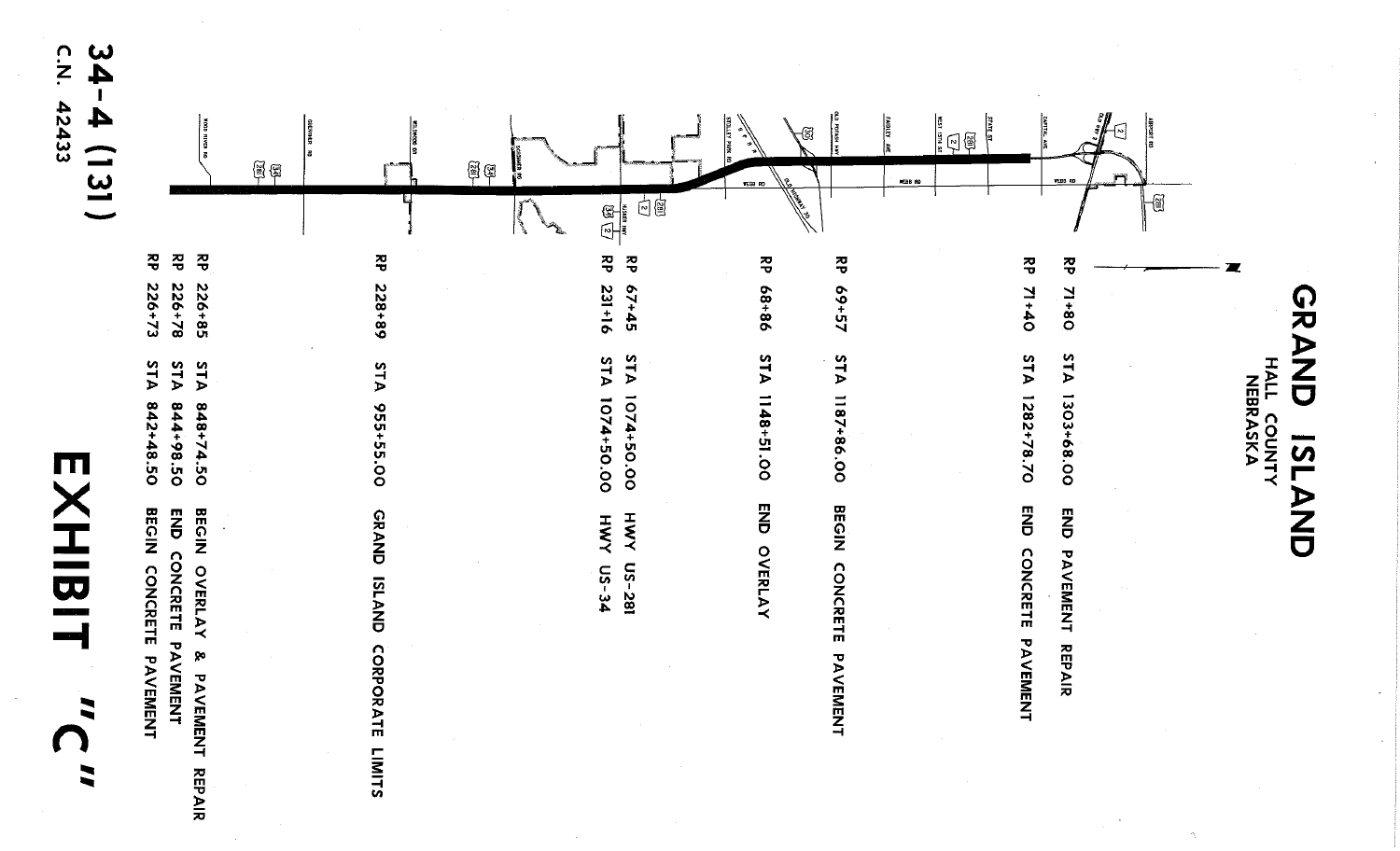# GRAND ISLAND

HALL COUNTY
NEBRASKA

| RP | STA | Description |
|---|---|---|
| RP 71+80 | STA 1303+68.00 | END PAVEMENT REPAIR |
| RP 71+40 | STA 1282+78.70 | END CONCRETE PAVEMENT |
| RP 69+57 | STA 1187+86.00 | BEGIN CONCRETE PAVEMENT |
| RP 68+86 | STA 1148+51.00 | END OVERLAY |
| RP 67+45 | STA 1074+50.00 | HWY US-281 |
| RP 231+16 | STA 1074+50.00 | HWY US-34 |
| RP 228+89 | STA 955+55.00 | GRAND ISLAND CORPORATE LIMITS |
| RP 226+85 | STA 848+74.50 | BEGIN OVERLAY & PAVEMENT REPAIR |
| RP 226+78 | STA 844+98.50 | END CONCRETE PAVEMENT |
| RP 226+73 | STA 842+48.50 | BEGIN CONCRETE PAVEMENT |

# EXHIBIT "C"

34-4 (131)
C.N. 42433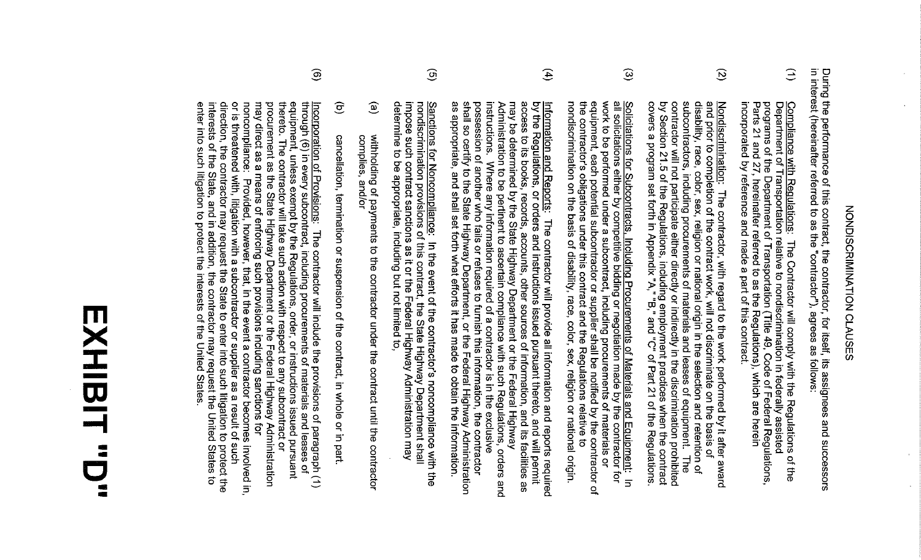# NONDISCRIMINATION CLAUSES

During the performance of this contract, the contractor, for itself, its assignees and successors in interest (hereinafter referred to as the "contractor"), agrees as follows:

(1) Compliance with Regulations: The Contractor will comply with the Regulations of the Department of Transportation relative to nondiscrimination in federally assisted programs of the Department of Transportation (Title 49, Code of Federal Regulations, Parts 21 and 27, hereinafter referred to as the Regulations), which are herein incorporated by reference and made a part of this contract.

(2) Nondiscrimination: The contractor, with regard to the work performed by it after award and prior to completion of the contract work, will not discriminate on the basis of disability, race, color, sex, religion or national origin in the selection and retention of subcontractors, including procurements of materials and leases of equipment. The contractor will not participate either directly or indirectly in the discrimination prohibited by Section 21.5 of the Regulations, including employment practices when the contract covers a program set forth in Appendix "A," "B," and "C" of Part 21 of the Regulations.

(3) Solicitations for Subcontracts, Including Procurements of Materials and Equipment: In all solicitations either by competitive bidding or negotiation made by the contractor for work to be performed under a subcontract, including procurements of materials or equipment, each potential subcontractor or supplier shall be notified by the contractor of the contractor's obligations under this contract and the Regulations relative to nondiscrimination on the basis of disability, race, color, sex, religion or national origin.

(4) Information and Reports: The contractor will provide all information and reports required by the Regulations, or orders and instructions issued pursuant thereto, and will permit access to its books, records, accounts, other sources of information, and its facilities as may be determined by the State Highway Department or the Federal Highway Administration to be pertinent to ascertain compliance with such Regulations, orders and instructions. Where any information required of a contractor is in the exclusive possession of another who fails or refuses to furnish this information, the contractor shall so certify to the State Highway Department, or the Federal Highway Administration as appropriate, and shall set forth what efforts it has made to obtain the information.

(5) Sanctions for Noncompliance: In the event of the contractor's noncompliance with the nondiscrimination provisions of this contract, the State Highway Department shall impose such contract sanctions as it or the Federal Highway Administration may determine to be appropriate, including but not limited to,

(a) withholding of payments to the contractor under the contract until the contractor complies, and/or

(b) cancellation, termination or suspension of the contract, in whole or in part.

(6) Incorporation of Provisions: The contractor will include the provisions of paragraph (1) through (6) in every subcontract, including procurements of materials and leases of equipment, unless exempt by the Regulations, order, or instructions issued pursuant thereto. The contractor will take such action with respect to any subcontract or procurement as the State Highway Department or the Federal Highway Administration may direct as a means of enforcing such provisions including sanctions for noncompliance: Provided, however, that, in the event a contractor becomes involved in, or is threatened with, litigation with a subcontractor or supplier as a result of such direction, the contractor may request the State to enter into such litigation to protect the interests of the State, and in addition, the contractor may request the United States to enter into such litigation to protect the interests of the United States.

**EXHIBIT "D"**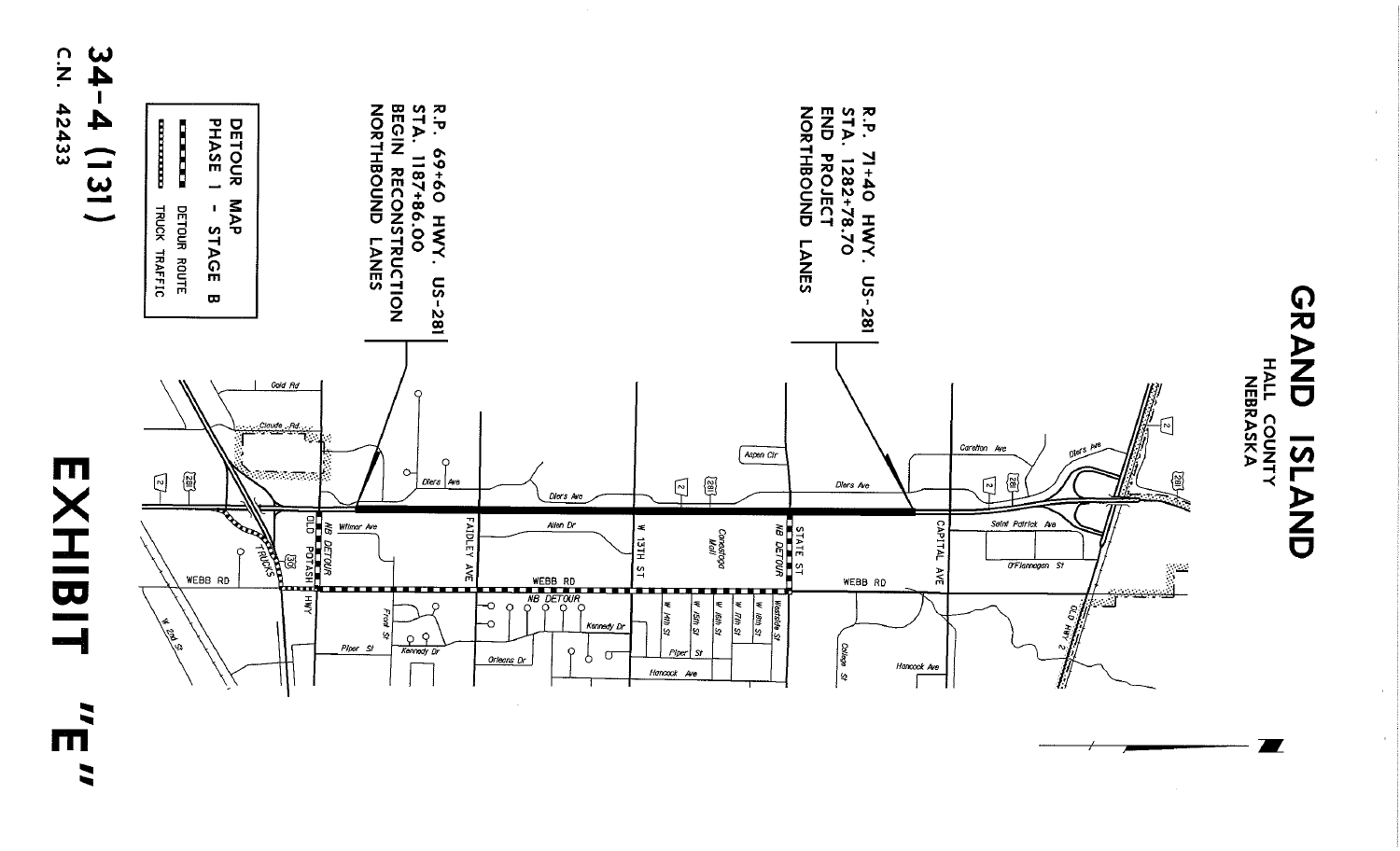# GRAND ISLAND

HALL COUNTY
NEBRASKA

R.P. 69+60 HWY. US-281
STA. 1187+86.00
BEGIN RECONSTRUCTION
NORTHBOUND LANES

R.P. 71+40 HWY. US-281
STA. 1282+78.70
END PROJECT
NORTHBOUND LANES

**DETOUR MAP**
**PHASE 1 - STAGE B**

- DETOUR ROUTE
- TRUCK TRAFFIC

Gold Rd
Claude Rd
Diers Ave
Aspen Cir
Carleton Ave
Wilmar Ave
Allen Dr
Conestoga Mall
Saint Patrick Ave
O'Flannagan St
OLD POTASH HWY
NB DETOUR
FAIDLEY AVE
W 13TH ST
NB DETOUR
STATE ST
CAPITAL AVE
WEBB RD
NB DETOUR
TRUCKS
W 2nd St
Front St
Kennedy Dr
Piper St
Orleans Dr
W 14th St
W 15th St
W 16th St
W 17th St
W 18th St
Westside St
Piper St
Hancock Ave
College St
Hancock Ave
OLD HWY 2

2
281
30

**34-4 (131)**
**C.N. 42433**

# EXHIBIT "E"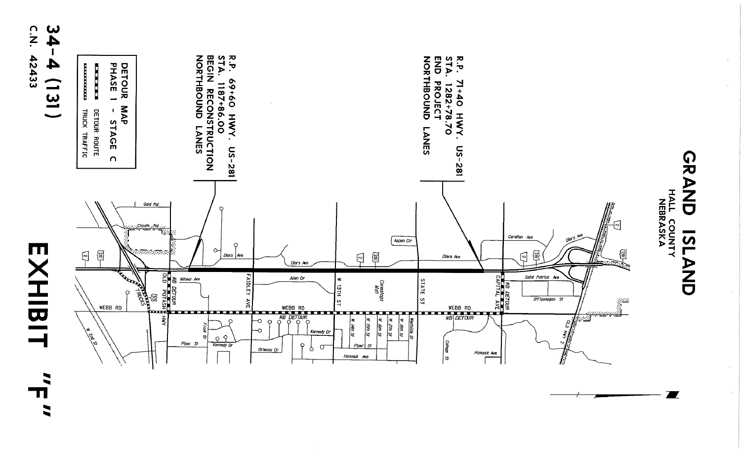# GRAND ISLAND

HALL COUNTY
NEBRASKA

R.P. 69+60 HWY. US-281
STA. 1187+86.00
BEGIN RECONSTRUCTION
NORTHBOUND LANES

R.P. 71+40 HWY. US-281
STA. 1282+78.70
END PROJECT
NORTHBOUND LANES

DETOUR MAP
PHASE 1 - STAGE C

- DETOUR ROUTE
- TRUCK TRAFFIC

34-4 (131)
C.N. 42433

# EXHIBIT "F"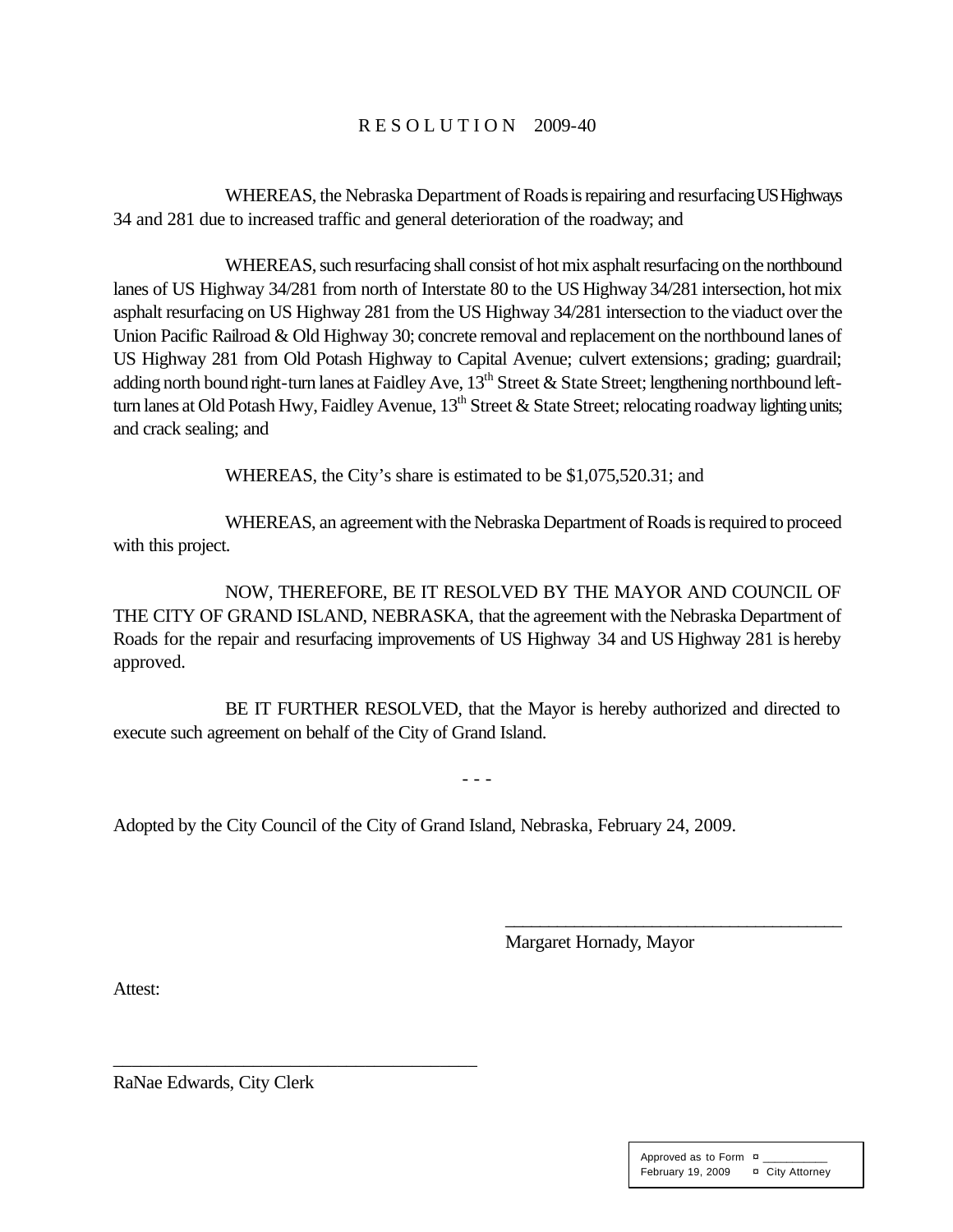# R E S O L U T I O N 2009-40

WHEREAS, the Nebraska Department of Roads is repairing and resurfacing US Highways 34 and 281 due to increased traffic and general deterioration of the roadway; and

WHEREAS, such resurfacing shall consist of hot mix asphalt resurfacing on the northbound lanes of US Highway 34/281 from north of Interstate 80 to the US Highway 34/281 intersection, hot mix asphalt resurfacing on US Highway 281 from the US Highway 34/281 intersection to the viaduct over the Union Pacific Railroad & Old Highway 30; concrete removal and replacement on the northbound lanes of US Highway 281 from Old Potash Highway to Capital Avenue; culvert extensions; grading; guardrail; adding north bound right-turn lanes at Faidley Ave, 13th Street & State Street; lengthening northbound left-turn lanes at Old Potash Hwy, Faidley Avenue, 13th Street & State Street; relocating roadway lighting units; and crack sealing; and

WHEREAS, the City's share is estimated to be $1,075,520.31; and

WHEREAS, an agreement with the Nebraska Department of Roads is required to proceed with this project.

NOW, THEREFORE, BE IT RESOLVED BY THE MAYOR AND COUNCIL OF THE CITY OF GRAND ISLAND, NEBRASKA, that the agreement with the Nebraska Department of Roads for the repair and resurfacing improvements of US Highway 34 and US Highway 281 is hereby approved.

BE IT FURTHER RESOLVED, that the Mayor is hereby authorized and directed to execute such agreement on behalf of the City of Grand Island.

- - -

Adopted by the City Council of the City of Grand Island, Nebraska, February 24, 2009.

_____________________________________
Margaret Hornady, Mayor

Attest:

_____________________________________
RaNae Edwards, City Clerk

| | |
|---|---|
| Approved as to Form ¤ | ___________ |
| February 19, 2009 | ¤ City Attorney |